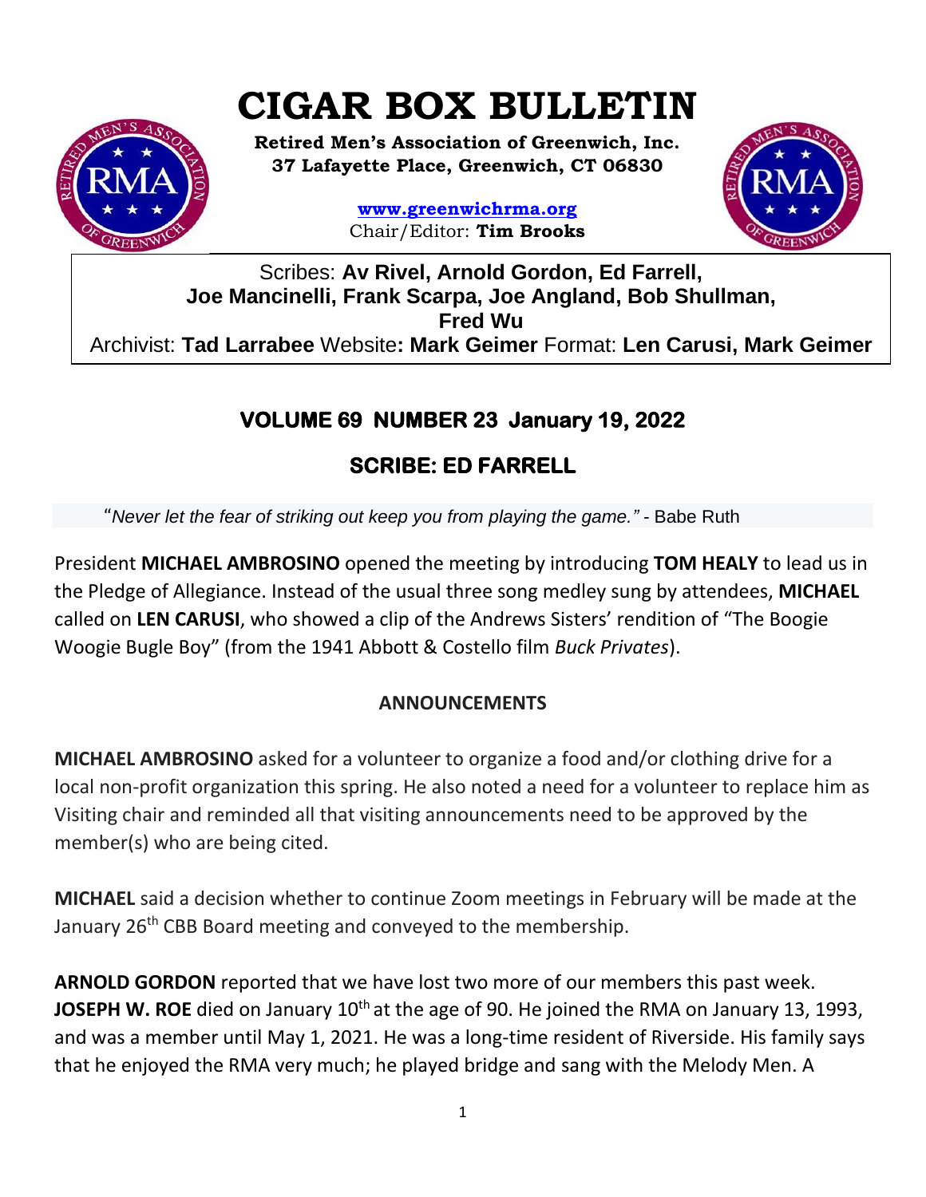# CIGAR BOX BULLETIN

**Retired Men's Association of Greenwich, Inc.**
**37 Lafayette Place, Greenwich, CT 06830**

**www.greenwichrma.org**
Chair/Editor: **Tim Brooks**

Scribes: **Av Rivel, Arnold Gordon, Ed Farrell, Joe Mancinelli, Frank Scarpa, Joe Angland, Bob Shullman, Fred Wu**
Archivist: **Tad Larrabee** Website**: Mark Geimer** Format: **Len Carusi, Mark Geimer**

## VOLUME 69 NUMBER 23 January 19, 2022

## SCRIBE: ED FARRELL

"*Never let the fear of striking out keep you from playing the game."* - Babe Ruth

President **MICHAEL AMBROSINO** opened the meeting by introducing **TOM HEALY** to lead us in the Pledge of Allegiance. Instead of the usual three song medley sung by attendees, **MICHAEL** called on **LEN CARUSI**, who showed a clip of the Andrews Sisters' rendition of "The Boogie Woogie Bugle Boy" (from the 1941 Abbott & Costello film *Buck Privates*).

### ANNOUNCEMENTS

**MICHAEL AMBROSINO** asked for a volunteer to organize a food and/or clothing drive for a local non-profit organization this spring. He also noted a need for a volunteer to replace him as Visiting chair and reminded all that visiting announcements need to be approved by the member(s) who are being cited.

**MICHAEL** said a decision whether to continue Zoom meetings in February will be made at the January 26th CBB Board meeting and conveyed to the membership.

**ARNOLD GORDON** reported that we have lost two more of our members this past week. **JOSEPH W. ROE** died on January 10th at the age of 90. He joined the RMA on January 13, 1993, and was a member until May 1, 2021. He was a long-time resident of Riverside. His family says that he enjoyed the RMA very much; he played bridge and sang with the Melody Men. A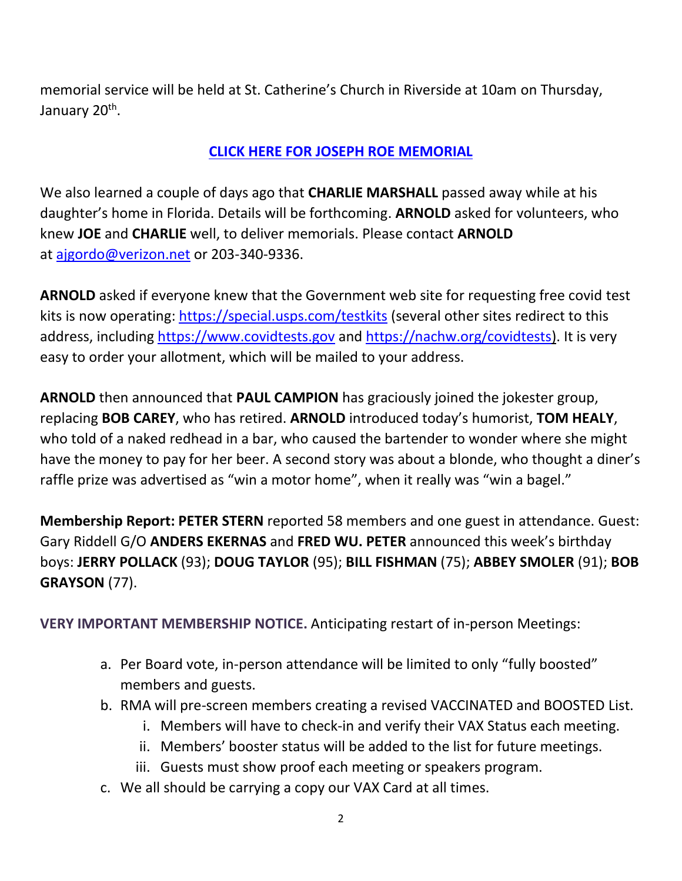memorial service will be held at St. Catherine's Church in Riverside at 10am on Thursday, January 20th.

**CLICK HERE FOR JOSEPH ROE MEMORIAL**

We also learned a couple of days ago that **CHARLIE MARSHALL** passed away while at his daughter's home in Florida. Details will be forthcoming. **ARNOLD** asked for volunteers, who knew **JOE** and **CHARLIE** well, to deliver memorials. Please contact **ARNOLD** at ajgordo@verizon.net or 203-340-9336.

**ARNOLD** asked if everyone knew that the Government web site for requesting free covid test kits is now operating: https://special.usps.com/testkits (several other sites redirect to this address, including https://www.covidtests.gov and https://nachw.org/covidtests). It is very easy to order your allotment, which will be mailed to your address.

**ARNOLD** then announced that **PAUL CAMPION** has graciously joined the jokester group, replacing **BOB CAREY**, who has retired. **ARNOLD** introduced today's humorist, **TOM HEALY**, who told of a naked redhead in a bar, who caused the bartender to wonder where she might have the money to pay for her beer. A second story was about a blonde, who thought a diner's raffle prize was advertised as "win a motor home", when it really was "win a bagel."

**Membership Report: PETER STERN** reported 58 members and one guest in attendance. Guest: Gary Riddell G/O **ANDERS EKERNAS** and **FRED WU. PETER** announced this week's birthday boys: **JERRY POLLACK** (93); **DOUG TAYLOR** (95); **BILL FISHMAN** (75); **ABBEY SMOLER** (91); **BOB GRAYSON** (77).

**VERY IMPORTANT MEMBERSHIP NOTICE.** Anticipating restart of in-person Meetings:

a. Per Board vote, in-person attendance will be limited to only "fully boosted" members and guests.
b. RMA will pre-screen members creating a revised VACCINATED and BOOSTED List.
   i. Members will have to check-in and verify their VAX Status each meeting.
   ii. Members' booster status will be added to the list for future meetings.
   iii. Guests must show proof each meeting or speakers program.
c. We all should be carrying a copy our VAX Card at all times.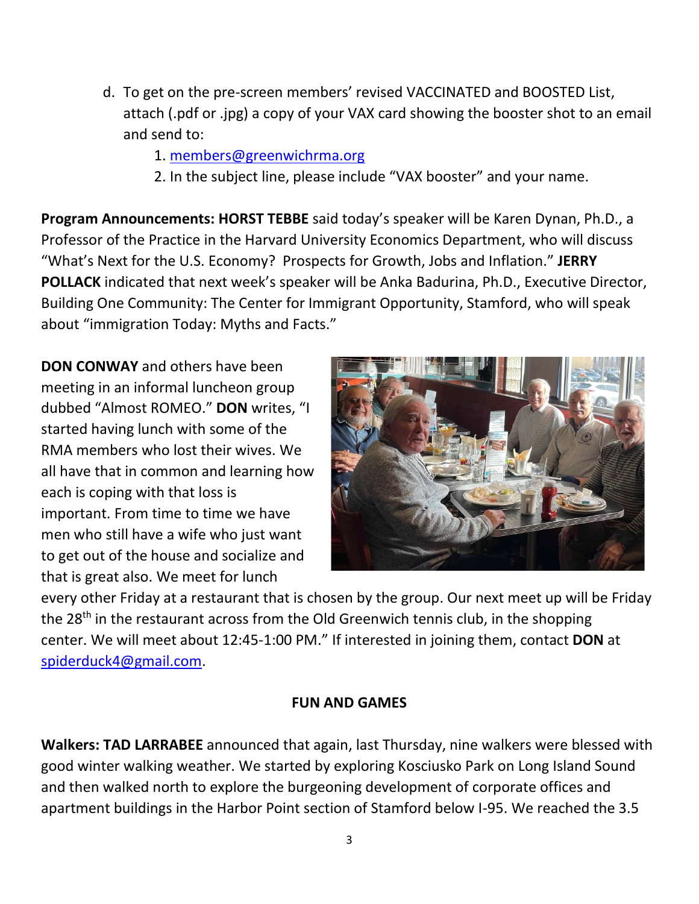d. To get on the pre-screen members' revised VACCINATED and BOOSTED List, attach (.pdf or .jpg) a copy of your VAX card showing the booster shot to an email and send to:
   1. members@greenwichrma.org
   2. In the subject line, please include "VAX booster" and your name.

**Program Announcements: HORST TEBBE** said today's speaker will be Karen Dynan, Ph.D., a Professor of the Practice in the Harvard University Economics Department, who will discuss "What's Next for the U.S. Economy? Prospects for Growth, Jobs and Inflation." **JERRY POLLACK** indicated that next week's speaker will be Anka Badurina, Ph.D., Executive Director, Building One Community: The Center for Immigrant Opportunity, Stamford, who will speak about "immigration Today: Myths and Facts."

**DON CONWAY** and others have been meeting in an informal luncheon group dubbed "Almost ROMEO." **DON** writes, "I started having lunch with some of the RMA members who lost their wives. We all have that in common and learning how each is coping with that loss is important. From time to time we have men who still have a wife who just want to get out of the house and socialize and that is great also. We meet for lunch every other Friday at a restaurant that is chosen by the group. Our next meet up will be Friday the 28th in the restaurant across from the Old Greenwich tennis club, in the shopping center. We will meet about 12:45-1:00 PM." If interested in joining them, contact **DON** at spiderduck4@gmail.com.

## FUN AND GAMES

**Walkers: TAD LARRABEE** announced that again, last Thursday, nine walkers were blessed with good winter walking weather. We started by exploring Kosciusko Park on Long Island Sound and then walked north to explore the burgeoning development of corporate offices and apartment buildings in the Harbor Point section of Stamford below I-95. We reached the 3.5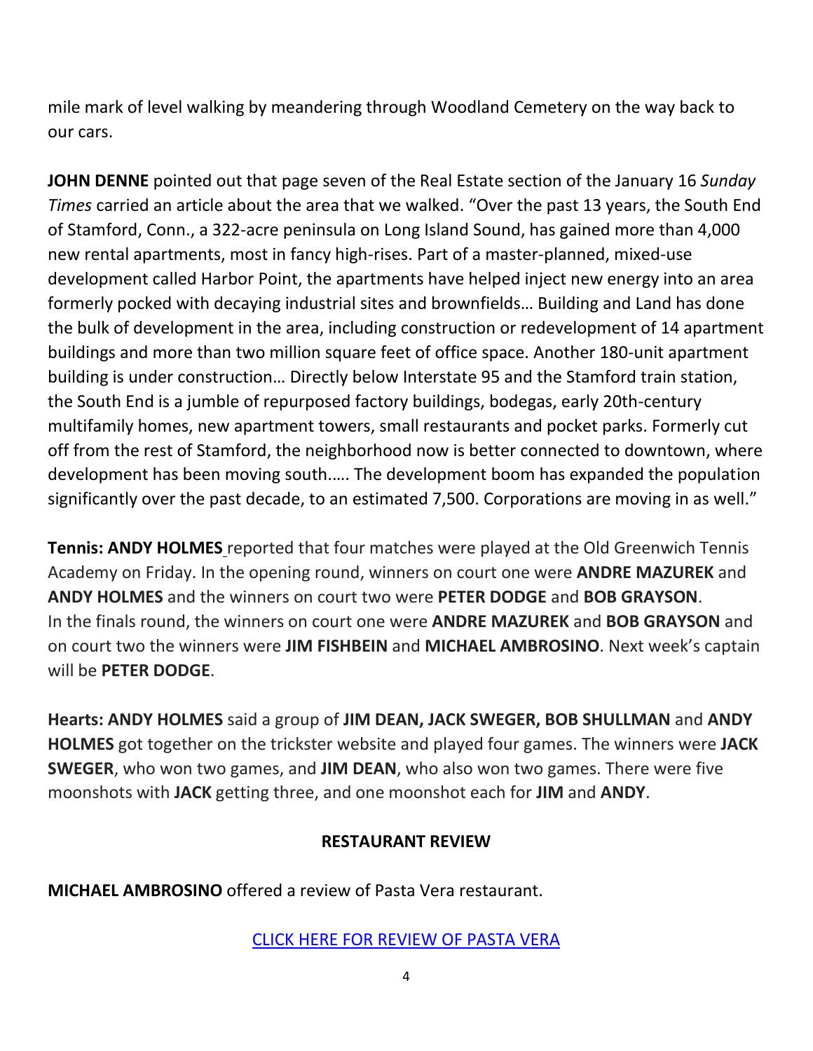mile mark of level walking by meandering through Woodland Cemetery on the way back to our cars.

**JOHN DENNE** pointed out that page seven of the Real Estate section of the January 16 *Sunday Times* carried an article about the area that we walked. "Over the past 13 years, the South End of Stamford, Conn., a 322-acre peninsula on Long Island Sound, has gained more than 4,000 new rental apartments, most in fancy high-rises. Part of a master-planned, mixed-use development called Harbor Point, the apartments have helped inject new energy into an area formerly pocked with decaying industrial sites and brownfields… Building and Land has done the bulk of development in the area, including construction or redevelopment of 14 apartment buildings and more than two million square feet of office space. Another 180-unit apartment building is under construction… Directly below Interstate 95 and the Stamford train station, the South End is a jumble of repurposed factory buildings, bodegas, early 20th-century multifamily homes, new apartment towers, small restaurants and pocket parks. Formerly cut off from the rest of Stamford, the neighborhood now is better connected to downtown, where development has been moving south.…. The development boom has expanded the population significantly over the past decade, to an estimated 7,500. Corporations are moving in as well."

**Tennis: ANDY HOLMES** reported that four matches were played at the Old Greenwich Tennis Academy on Friday. In the opening round, winners on court one were **ANDRE MAZUREK** and **ANDY HOLMES** and the winners on court two were **PETER DODGE** and **BOB GRAYSON**. In the finals round, the winners on court one were **ANDRE MAZUREK** and **BOB GRAYSON** and on court two the winners were **JIM FISHBEIN** and **MICHAEL AMBROSINO**. Next week's captain will be **PETER DODGE**.

**Hearts: ANDY HOLMES** said a group of **JIM DEAN, JACK SWEGER, BOB SHULLMAN** and **ANDY HOLMES** got together on the trickster website and played four games. The winners were **JACK SWEGER**, who won two games, and **JIM DEAN**, who also won two games. There were five moonshots with **JACK** getting three, and one moonshot each for **JIM** and **ANDY**.

**RESTAURANT REVIEW**

**MICHAEL AMBROSINO** offered a review of Pasta Vera restaurant.

CLICK HERE FOR REVIEW OF PASTA VERA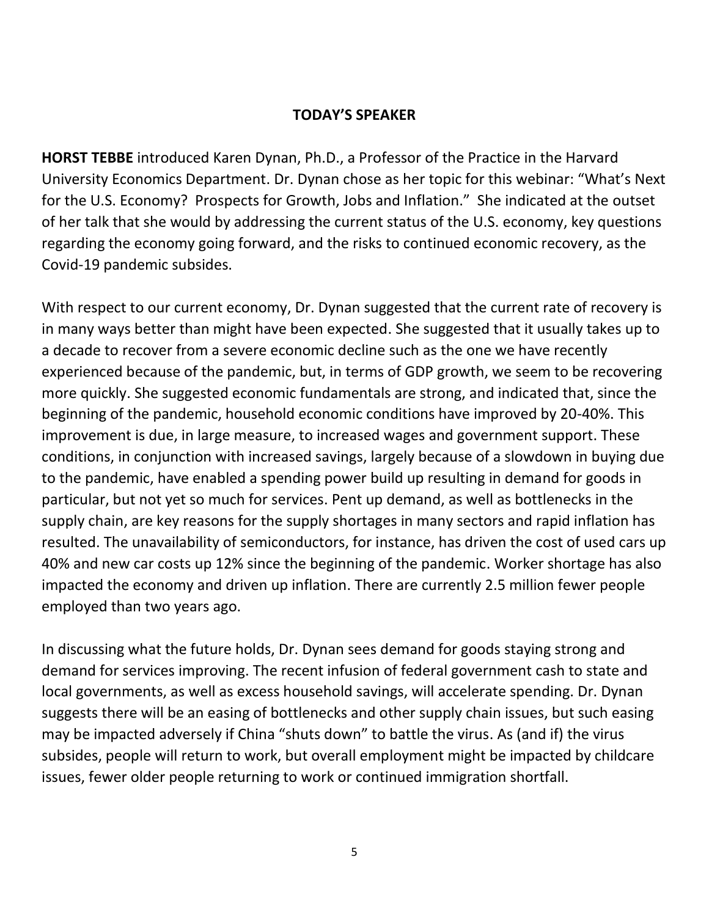## TODAY'S SPEAKER

**HORST TEBBE** introduced Karen Dynan, Ph.D., a Professor of the Practice in the Harvard University Economics Department. Dr. Dynan chose as her topic for this webinar: "What's Next for the U.S. Economy? Prospects for Growth, Jobs and Inflation." She indicated at the outset of her talk that she would by addressing the current status of the U.S. economy, key questions regarding the economy going forward, and the risks to continued economic recovery, as the Covid-19 pandemic subsides.

With respect to our current economy, Dr. Dynan suggested that the current rate of recovery is in many ways better than might have been expected. She suggested that it usually takes up to a decade to recover from a severe economic decline such as the one we have recently experienced because of the pandemic, but, in terms of GDP growth, we seem to be recovering more quickly. She suggested economic fundamentals are strong, and indicated that, since the beginning of the pandemic, household economic conditions have improved by 20-40%. This improvement is due, in large measure, to increased wages and government support. These conditions, in conjunction with increased savings, largely because of a slowdown in buying due to the pandemic, have enabled a spending power build up resulting in demand for goods in particular, but not yet so much for services. Pent up demand, as well as bottlenecks in the supply chain, are key reasons for the supply shortages in many sectors and rapid inflation has resulted. The unavailability of semiconductors, for instance, has driven the cost of used cars up 40% and new car costs up 12% since the beginning of the pandemic. Worker shortage has also impacted the economy and driven up inflation. There are currently 2.5 million fewer people employed than two years ago.

In discussing what the future holds, Dr. Dynan sees demand for goods staying strong and demand for services improving. The recent infusion of federal government cash to state and local governments, as well as excess household savings, will accelerate spending. Dr. Dynan suggests there will be an easing of bottlenecks and other supply chain issues, but such easing may be impacted adversely if China "shuts down" to battle the virus. As (and if) the virus subsides, people will return to work, but overall employment might be impacted by childcare issues, fewer older people returning to work or continued immigration shortfall.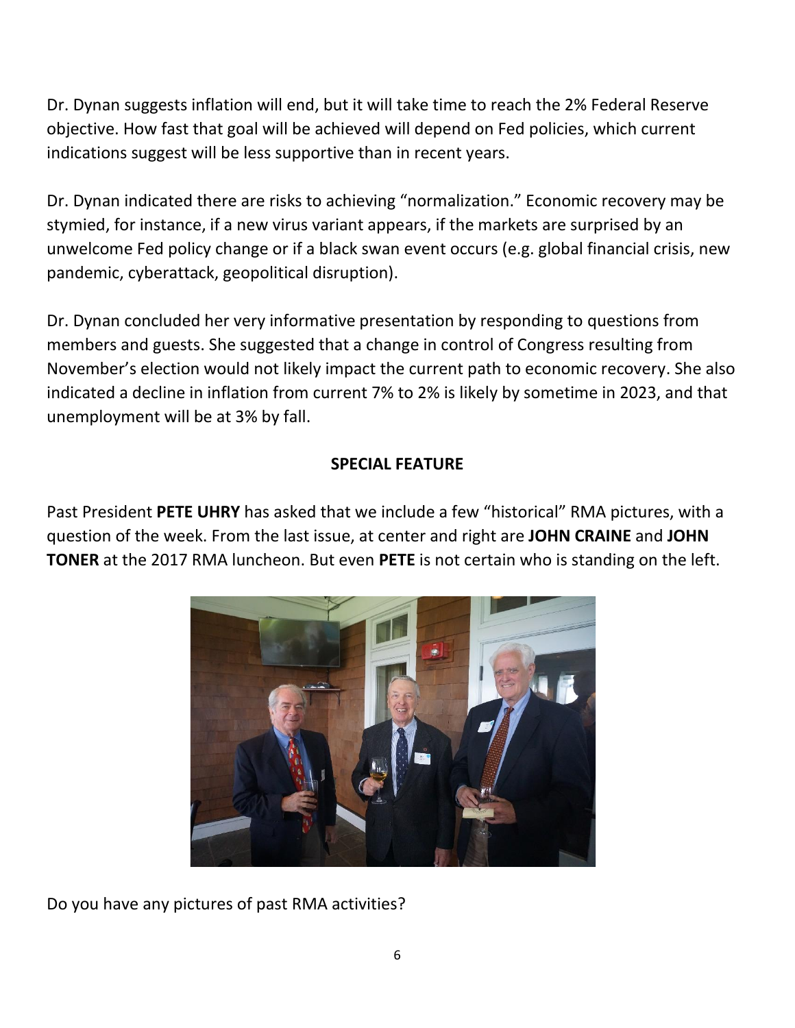Dr. Dynan suggests inflation will end, but it will take time to reach the 2% Federal Reserve objective. How fast that goal will be achieved will depend on Fed policies, which current indications suggest will be less supportive than in recent years.

Dr. Dynan indicated there are risks to achieving "normalization." Economic recovery may be stymied, for instance, if a new virus variant appears, if the markets are surprised by an unwelcome Fed policy change or if a black swan event occurs (e.g. global financial crisis, new pandemic, cyberattack, geopolitical disruption).

Dr. Dynan concluded her very informative presentation by responding to questions from members and guests. She suggested that a change in control of Congress resulting from November's election would not likely impact the current path to economic recovery. She also indicated a decline in inflation from current 7% to 2% is likely by sometime in 2023, and that unemployment will be at 3% by fall.

## SPECIAL FEATURE

Past President **PETE UHRY** has asked that we include a few "historical" RMA pictures, with a question of the week. From the last issue, at center and right are **JOHN CRAINE** and **JOHN TONER** at the 2017 RMA luncheon. But even **PETE** is not certain who is standing on the left.

Do you have any pictures of past RMA activities?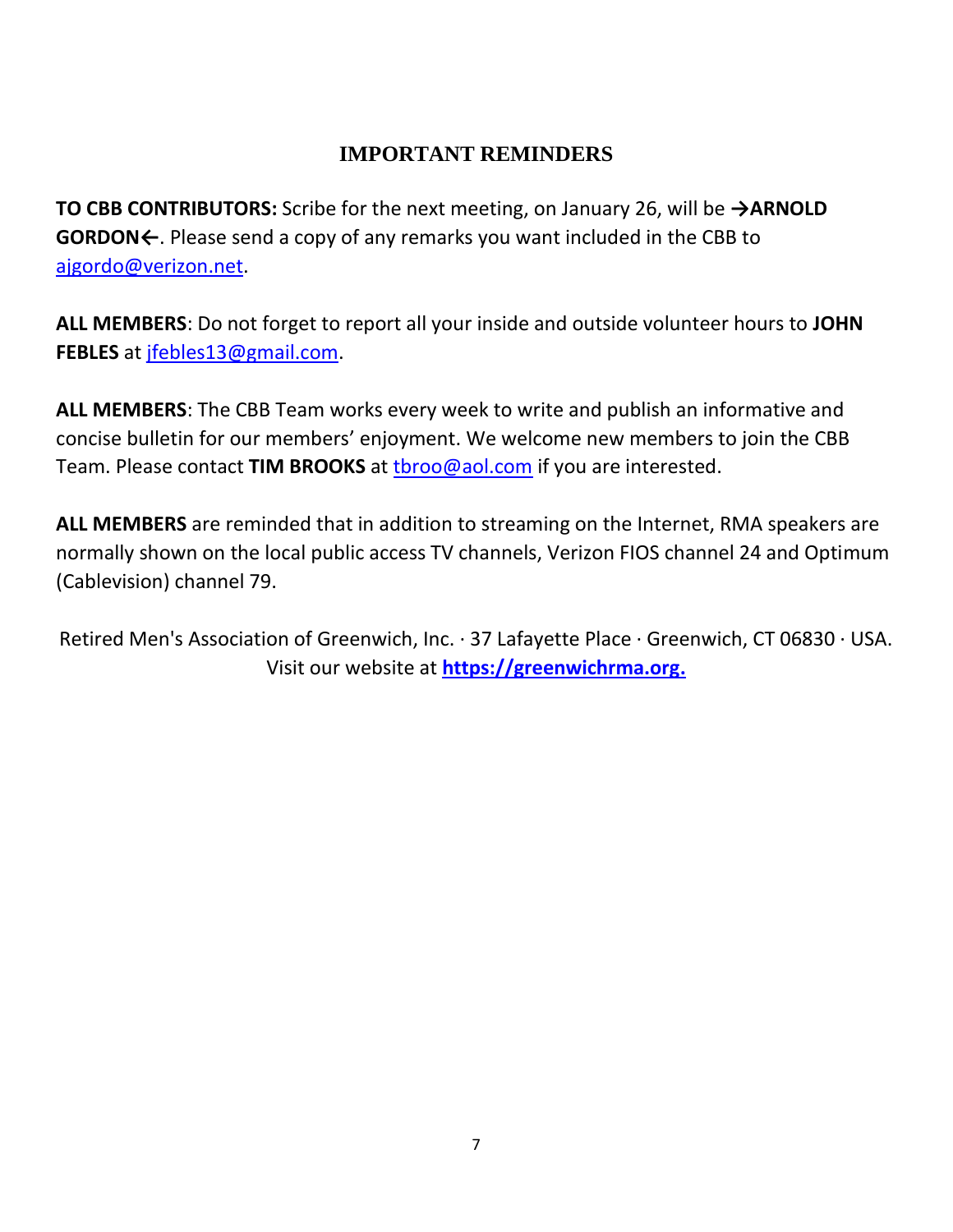## IMPORTANT REMINDERS

**TO CBB CONTRIBUTORS:** Scribe for the next meeting, on January 26, will be **→ARNOLD GORDON←**. Please send a copy of any remarks you want included in the CBB to ajgordo@verizon.net.

**ALL MEMBERS**: Do not forget to report all your inside and outside volunteer hours to **JOHN FEBLES** at jfebles13@gmail.com.

**ALL MEMBERS**: The CBB Team works every week to write and publish an informative and concise bulletin for our members' enjoyment. We welcome new members to join the CBB Team. Please contact **TIM BROOKS** at tbroo@aol.com if you are interested.

**ALL MEMBERS** are reminded that in addition to streaming on the Internet, RMA speakers are normally shown on the local public access TV channels, Verizon FIOS channel 24 and Optimum (Cablevision) channel 79.

Retired Men's Association of Greenwich, Inc. · 37 Lafayette Place · Greenwich, CT 06830 · USA.
Visit our website at **https://greenwichrma.org.**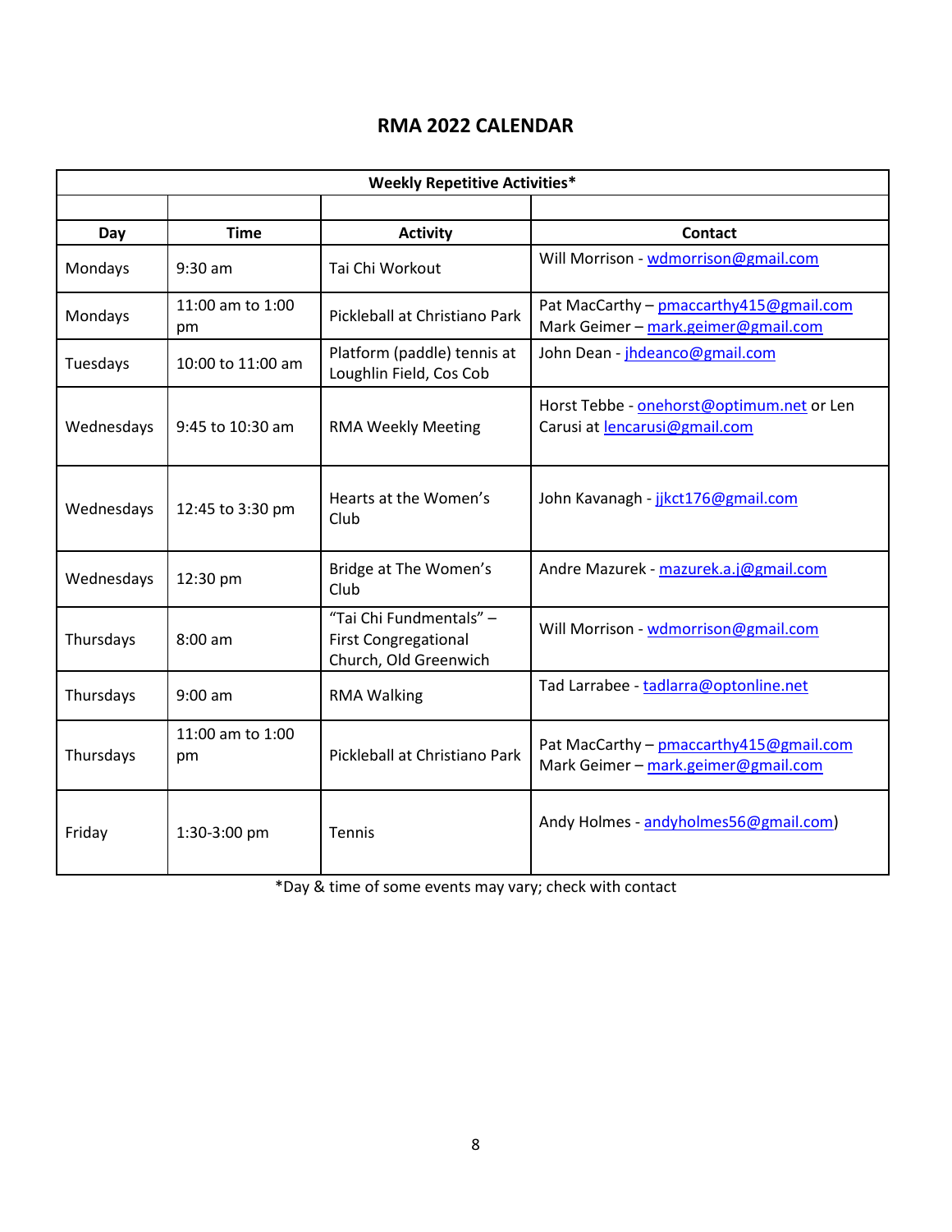## RMA 2022 CALENDAR

| Weekly Repetitive Activities* | | | |
|---|---|---|---|
| | | | |
| **Day** | **Time** | **Activity** | **Contact** |
| Mondays | 9:30 am | Tai Chi Workout | Will Morrison - wdmorrison@gmail.com |
| Mondays | 11:00 am to 1:00 pm | Pickleball at Christiano Park | Pat MacCarthy – pmaccarthy415@gmail.com Mark Geimer – mark.geimer@gmail.com |
| Tuesdays | 10:00 to 11:00 am | Platform (paddle) tennis at Loughlin Field, Cos Cob | John Dean - jhdeanco@gmail.com |
| Wednesdays | 9:45 to 10:30 am | RMA Weekly Meeting | Horst Tebbe - onehorst@optimum.net or Len Carusi at lencarusi@gmail.com |
| Wednesdays | 12:45 to 3:30 pm | Hearts at the Women's Club | John Kavanagh - jjkct176@gmail.com |
| Wednesdays | 12:30 pm | Bridge at The Women's Club | Andre Mazurek - mazurek.a.j@gmail.com |
| Thursdays | 8:00 am | "Tai Chi Fundmentals" – First Congregational Church, Old Greenwich | Will Morrison - wdmorrison@gmail.com |
| Thursdays | 9:00 am | RMA Walking | Tad Larrabee - tadlarra@optonline.net |
| Thursdays | 11:00 am to 1:00 pm | Pickleball at Christiano Park | Pat MacCarthy – pmaccarthy415@gmail.com Mark Geimer – mark.geimer@gmail.com |
| Friday | 1:30-3:00 pm | Tennis | Andy Holmes - andyholmes56@gmail.com) |

*Day & time of some events may vary; check with contact